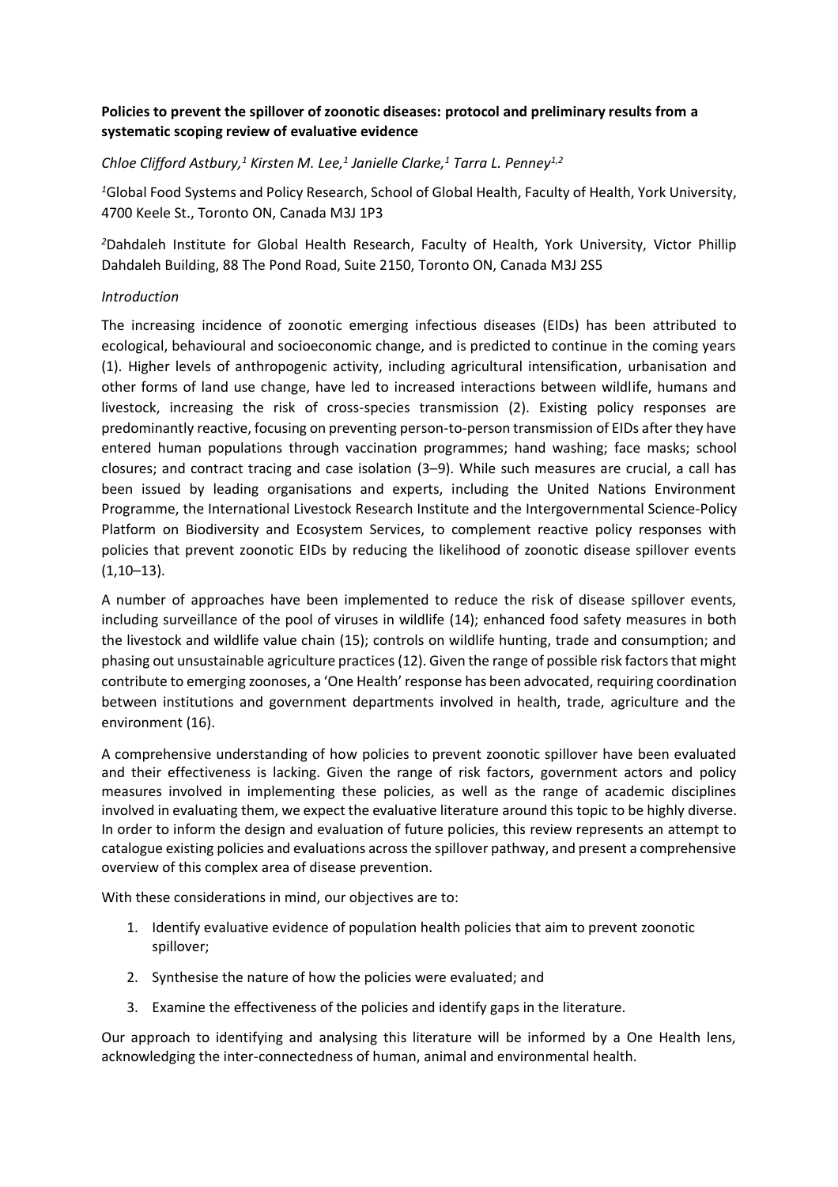**Policies to prevent the spillover of zoonotic diseases: protocol and preliminary results from a systematic scoping review of evaluative evidence**

*Chloe Clifford Astbury,[1] Kirsten M. Lee,[1] Janielle Clarke,[1] Tarra L. Penney[1,2]*

[1]Global Food Systems and Policy Research, School of Global Health, Faculty of Health, York University, 4700 Keele St., Toronto ON, Canada M3J 1P3

[2]Dahdaleh Institute for Global Health Research, Faculty of Health, York University, Victor Phillip Dahdaleh Building, 88 The Pond Road, Suite 2150, Toronto ON, Canada M3J 2S5

*Introduction*

The increasing incidence of zoonotic emerging infectious diseases (EIDs) has been attributed to ecological, behavioural and socioeconomic change, and is predicted to continue in the coming years (1). Higher levels of anthropogenic activity, including agricultural intensification, urbanisation and other forms of land use change, have led to increased interactions between wildlife, humans and livestock, increasing the risk of cross-species transmission (2). Existing policy responses are predominantly reactive, focusing on preventing person-to-person transmission of EIDs after they have entered human populations through vaccination programmes; hand washing; face masks; school closures; and contract tracing and case isolation (3–9). While such measures are crucial, a call has been issued by leading organisations and experts, including the United Nations Environment Programme, the International Livestock Research Institute and the Intergovernmental Science-Policy Platform on Biodiversity and Ecosystem Services, to complement reactive policy responses with policies that prevent zoonotic EIDs by reducing the likelihood of zoonotic disease spillover events (1,10–13).

A number of approaches have been implemented to reduce the risk of disease spillover events, including surveillance of the pool of viruses in wildlife (14); enhanced food safety measures in both the livestock and wildlife value chain (15); controls on wildlife hunting, trade and consumption; and phasing out unsustainable agriculture practices (12). Given the range of possible risk factors that might contribute to emerging zoonoses, a 'One Health' response has been advocated, requiring coordination between institutions and government departments involved in health, trade, agriculture and the environment (16).

A comprehensive understanding of how policies to prevent zoonotic spillover have been evaluated and their effectiveness is lacking. Given the range of risk factors, government actors and policy measures involved in implementing these policies, as well as the range of academic disciplines involved in evaluating them, we expect the evaluative literature around this topic to be highly diverse. In order to inform the design and evaluation of future policies, this review represents an attempt to catalogue existing policies and evaluations across the spillover pathway, and present a comprehensive overview of this complex area of disease prevention.

With these considerations in mind, our objectives are to:

1. Identify evaluative evidence of population health policies that aim to prevent zoonotic spillover;
2. Synthesise the nature of how the policies were evaluated; and
3. Examine the effectiveness of the policies and identify gaps in the literature.

Our approach to identifying and analysing this literature will be informed by a One Health lens, acknowledging the inter-connectedness of human, animal and environmental health.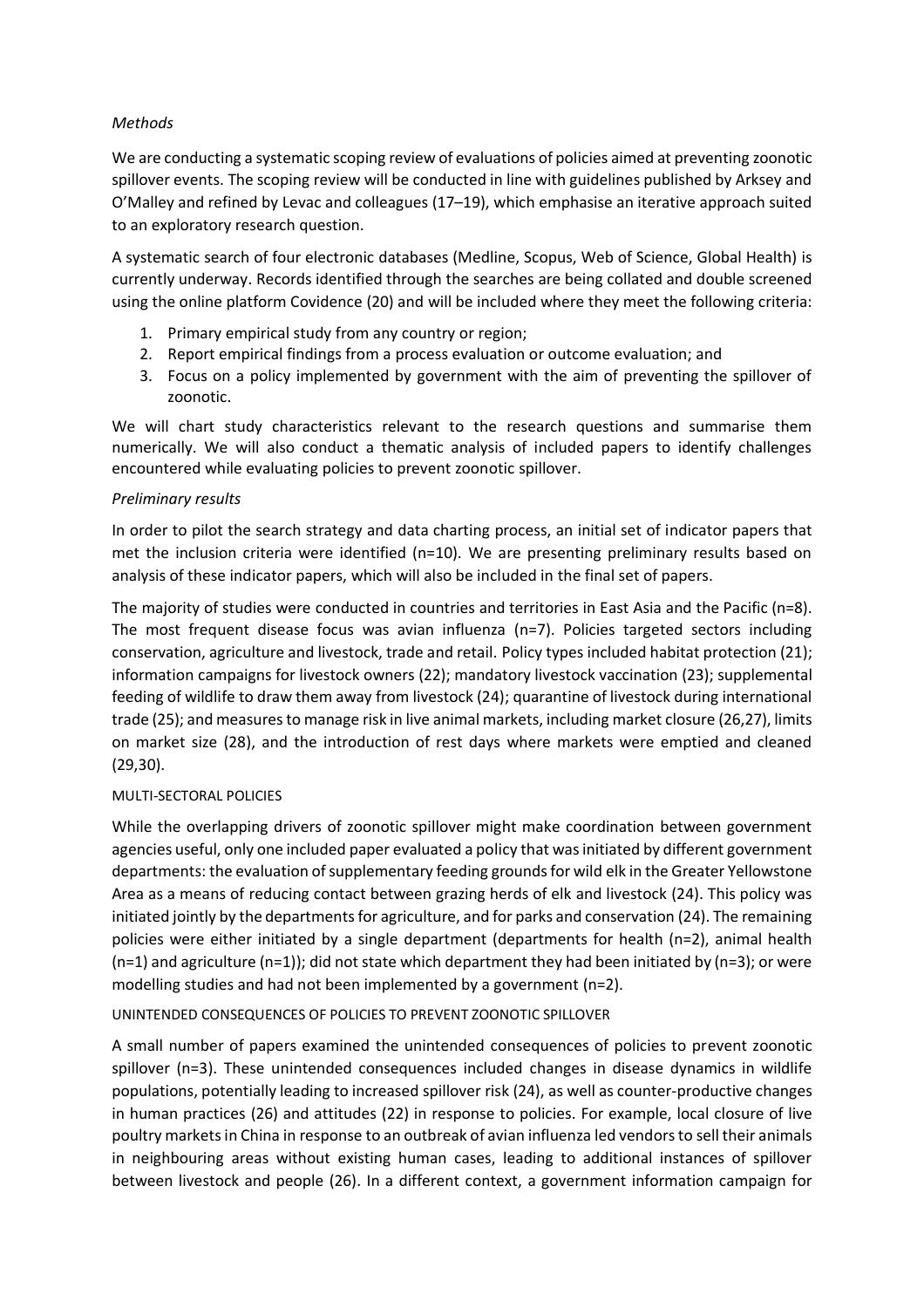*Methods*

We are conducting a systematic scoping review of evaluations of policies aimed at preventing zoonotic spillover events. The scoping review will be conducted in line with guidelines published by Arksey and O'Malley and refined by Levac and colleagues (17–19), which emphasise an iterative approach suited to an exploratory research question.

A systematic search of four electronic databases (Medline, Scopus, Web of Science, Global Health) is currently underway. Records identified through the searches are being collated and double screened using the online platform Covidence (20) and will be included where they meet the following criteria:

1. Primary empirical study from any country or region;
2. Report empirical findings from a process evaluation or outcome evaluation; and
3. Focus on a policy implemented by government with the aim of preventing the spillover of zoonotic.

We will chart study characteristics relevant to the research questions and summarise them numerically. We will also conduct a thematic analysis of included papers to identify challenges encountered while evaluating policies to prevent zoonotic spillover.

*Preliminary results*

In order to pilot the search strategy and data charting process, an initial set of indicator papers that met the inclusion criteria were identified (n=10). We are presenting preliminary results based on analysis of these indicator papers, which will also be included in the final set of papers.

The majority of studies were conducted in countries and territories in East Asia and the Pacific (n=8). The most frequent disease focus was avian influenza (n=7). Policies targeted sectors including conservation, agriculture and livestock, trade and retail. Policy types included habitat protection (21); information campaigns for livestock owners (22); mandatory livestock vaccination (23); supplemental feeding of wildlife to draw them away from livestock (24); quarantine of livestock during international trade (25); and measures to manage risk in live animal markets, including market closure (26,27), limits on market size (28), and the introduction of rest days where markets were emptied and cleaned (29,30).

MULTI-SECTORAL POLICIES

While the overlapping drivers of zoonotic spillover might make coordination between government agencies useful, only one included paper evaluated a policy that was initiated by different government departments: the evaluation of supplementary feeding grounds for wild elk in the Greater Yellowstone Area as a means of reducing contact between grazing herds of elk and livestock (24). This policy was initiated jointly by the departments for agriculture, and for parks and conservation (24). The remaining policies were either initiated by a single department (departments for health (n=2), animal health (n=1) and agriculture (n=1)); did not state which department they had been initiated by (n=3); or were modelling studies and had not been implemented by a government (n=2).

UNINTENDED CONSEQUENCES OF POLICIES TO PREVENT ZOONOTIC SPILLOVER

A small number of papers examined the unintended consequences of policies to prevent zoonotic spillover (n=3). These unintended consequences included changes in disease dynamics in wildlife populations, potentially leading to increased spillover risk (24), as well as counter-productive changes in human practices (26) and attitudes (22) in response to policies. For example, local closure of live poultry markets in China in response to an outbreak of avian influenza led vendors to sell their animals in neighbouring areas without existing human cases, leading to additional instances of spillover between livestock and people (26). In a different context, a government information campaign for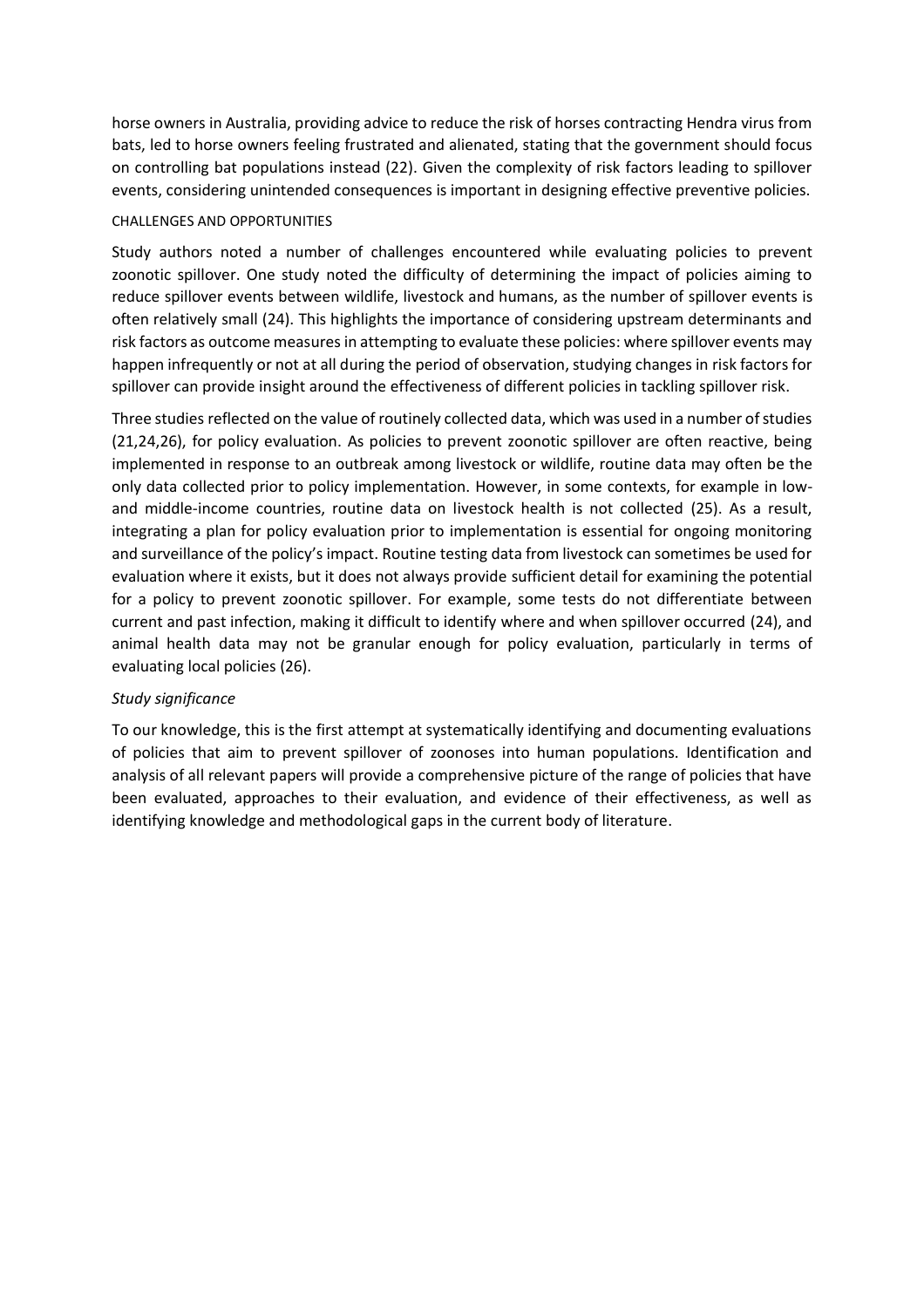horse owners in Australia, providing advice to reduce the risk of horses contracting Hendra virus from bats, led to horse owners feeling frustrated and alienated, stating that the government should focus on controlling bat populations instead (22). Given the complexity of risk factors leading to spillover events, considering unintended consequences is important in designing effective preventive policies.

#### CHALLENGES AND OPPORTUNITIES

Study authors noted a number of challenges encountered while evaluating policies to prevent zoonotic spillover. One study noted the difficulty of determining the impact of policies aiming to reduce spillover events between wildlife, livestock and humans, as the number of spillover events is often relatively small (24). This highlights the importance of considering upstream determinants and risk factors as outcome measures in attempting to evaluate these policies: where spillover events may happen infrequently or not at all during the period of observation, studying changes in risk factors for spillover can provide insight around the effectiveness of different policies in tackling spillover risk.

Three studies reflected on the value of routinely collected data, which was used in a number of studies (21,24,26), for policy evaluation. As policies to prevent zoonotic spillover are often reactive, being implemented in response to an outbreak among livestock or wildlife, routine data may often be the only data collected prior to policy implementation. However, in some contexts, for example in low- and middle-income countries, routine data on livestock health is not collected (25). As a result, integrating a plan for policy evaluation prior to implementation is essential for ongoing monitoring and surveillance of the policy's impact. Routine testing data from livestock can sometimes be used for evaluation where it exists, but it does not always provide sufficient detail for examining the potential for a policy to prevent zoonotic spillover. For example, some tests do not differentiate between current and past infection, making it difficult to identify where and when spillover occurred (24), and animal health data may not be granular enough for policy evaluation, particularly in terms of evaluating local policies (26).

### *Study significance*

To our knowledge, this is the first attempt at systematically identifying and documenting evaluations of policies that aim to prevent spillover of zoonoses into human populations. Identification and analysis of all relevant papers will provide a comprehensive picture of the range of policies that have been evaluated, approaches to their evaluation, and evidence of their effectiveness, as well as identifying knowledge and methodological gaps in the current body of literature.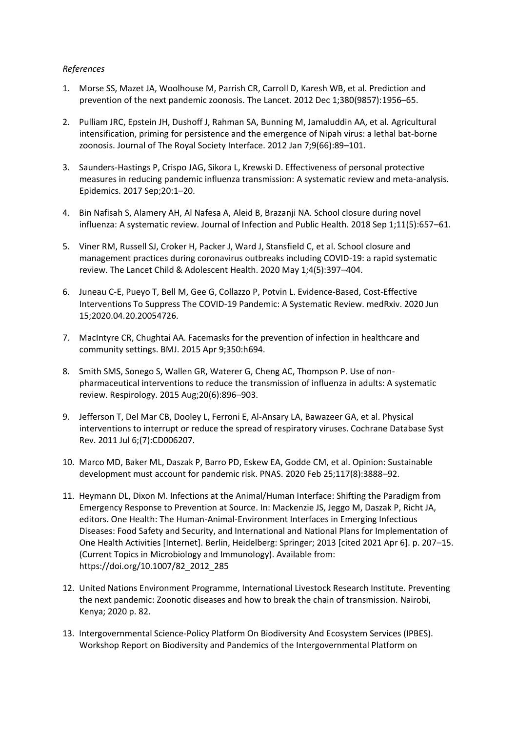*References*

1. Morse SS, Mazet JA, Woolhouse M, Parrish CR, Carroll D, Karesh WB, et al. Prediction and prevention of the next pandemic zoonosis. The Lancet. 2012 Dec 1;380(9857):1956–65.

2. Pulliam JRC, Epstein JH, Dushoff J, Rahman SA, Bunning M, Jamaluddin AA, et al. Agricultural intensification, priming for persistence and the emergence of Nipah virus: a lethal bat-borne zoonosis. Journal of The Royal Society Interface. 2012 Jan 7;9(66):89–101.

3. Saunders-Hastings P, Crispo JAG, Sikora L, Krewski D. Effectiveness of personal protective measures in reducing pandemic influenza transmission: A systematic review and meta-analysis. Epidemics. 2017 Sep;20:1–20.

4. Bin Nafisah S, Alamery AH, Al Nafesa A, Aleid B, Brazanji NA. School closure during novel influenza: A systematic review. Journal of Infection and Public Health. 2018 Sep 1;11(5):657–61.

5. Viner RM, Russell SJ, Croker H, Packer J, Ward J, Stansfield C, et al. School closure and management practices during coronavirus outbreaks including COVID-19: a rapid systematic review. The Lancet Child & Adolescent Health. 2020 May 1;4(5):397–404.

6. Juneau C-E, Pueyo T, Bell M, Gee G, Collazzo P, Potvin L. Evidence-Based, Cost-Effective Interventions To Suppress The COVID-19 Pandemic: A Systematic Review. medRxiv. 2020 Jun 15;2020.04.20.20054726.

7. MacIntyre CR, Chughtai AA. Facemasks for the prevention of infection in healthcare and community settings. BMJ. 2015 Apr 9;350:h694.

8. Smith SMS, Sonego S, Wallen GR, Waterer G, Cheng AC, Thompson P. Use of non-pharmaceutical interventions to reduce the transmission of influenza in adults: A systematic review. Respirology. 2015 Aug;20(6):896–903.

9. Jefferson T, Del Mar CB, Dooley L, Ferroni E, Al-Ansary LA, Bawazeer GA, et al. Physical interventions to interrupt or reduce the spread of respiratory viruses. Cochrane Database Syst Rev. 2011 Jul 6;(7):CD006207.

10. Marco MD, Baker ML, Daszak P, Barro PD, Eskew EA, Godde CM, et al. Opinion: Sustainable development must account for pandemic risk. PNAS. 2020 Feb 25;117(8):3888–92.

11. Heymann DL, Dixon M. Infections at the Animal/Human Interface: Shifting the Paradigm from Emergency Response to Prevention at Source. In: Mackenzie JS, Jeggo M, Daszak P, Richt JA, editors. One Health: The Human-Animal-Environment Interfaces in Emerging Infectious Diseases: Food Safety and Security, and International and National Plans for Implementation of One Health Activities [Internet]. Berlin, Heidelberg: Springer; 2013 [cited 2021 Apr 6]. p. 207–15. (Current Topics in Microbiology and Immunology). Available from: https://doi.org/10.1007/82_2012_285

12. United Nations Environment Programme, International Livestock Research Institute. Preventing the next pandemic: Zoonotic diseases and how to break the chain of transmission. Nairobi, Kenya; 2020 p. 82.

13. Intergovernmental Science-Policy Platform On Biodiversity And Ecosystem Services (IPBES). Workshop Report on Biodiversity and Pandemics of the Intergovernmental Platform on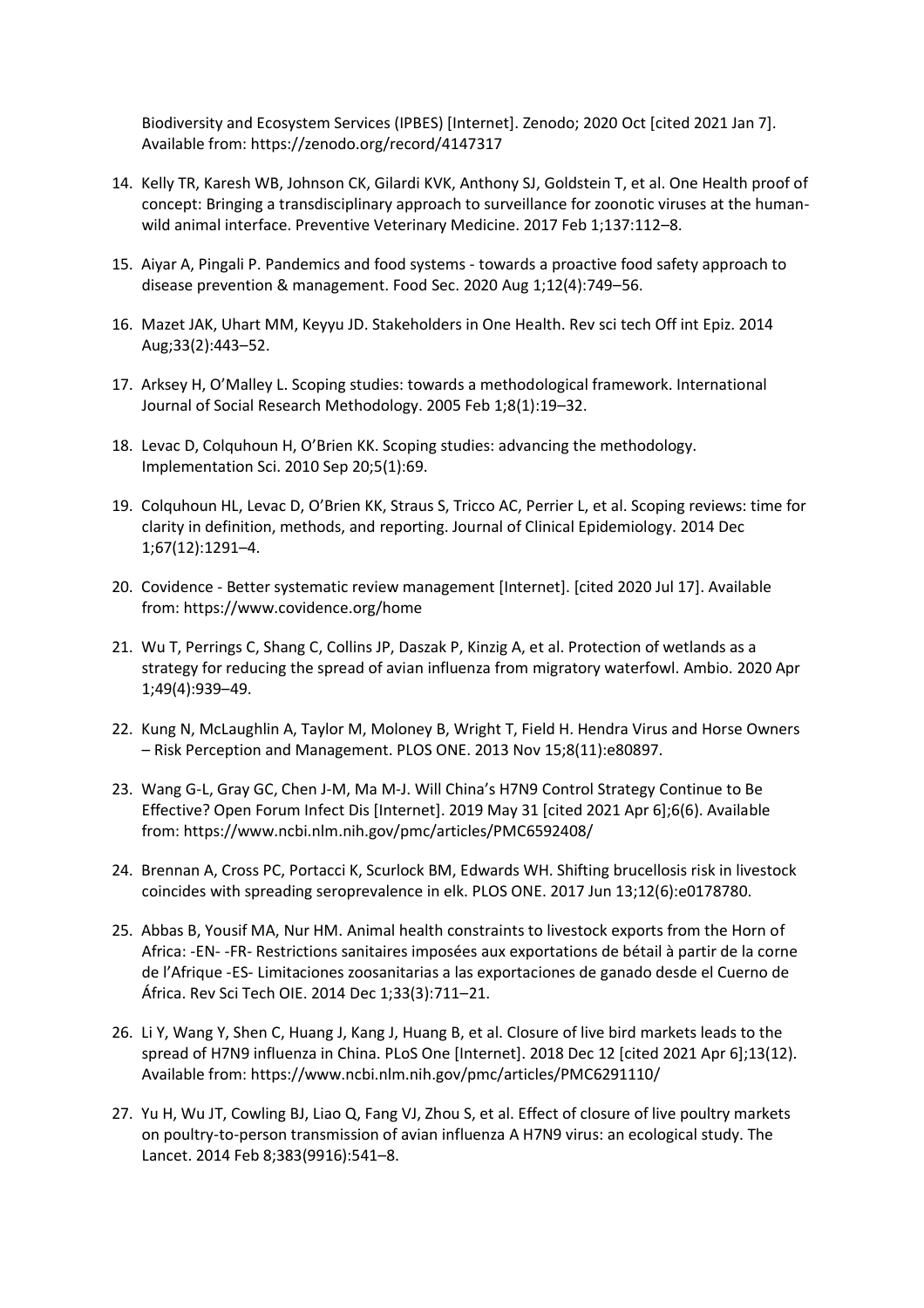Biodiversity and Ecosystem Services (IPBES) [Internet]. Zenodo; 2020 Oct [cited 2021 Jan 7]. Available from: https://zenodo.org/record/4147317

14. Kelly TR, Karesh WB, Johnson CK, Gilardi KVK, Anthony SJ, Goldstein T, et al. One Health proof of concept: Bringing a transdisciplinary approach to surveillance for zoonotic viruses at the human-wild animal interface. Preventive Veterinary Medicine. 2017 Feb 1;137:112–8.

15. Aiyar A, Pingali P. Pandemics and food systems - towards a proactive food safety approach to disease prevention & management. Food Sec. 2020 Aug 1;12(4):749–56.

16. Mazet JAK, Uhart MM, Keyyu JD. Stakeholders in One Health. Rev sci tech Off int Epiz. 2014 Aug;33(2):443–52.

17. Arksey H, O'Malley L. Scoping studies: towards a methodological framework. International Journal of Social Research Methodology. 2005 Feb 1;8(1):19–32.

18. Levac D, Colquhoun H, O'Brien KK. Scoping studies: advancing the methodology. Implementation Sci. 2010 Sep 20;5(1):69.

19. Colquhoun HL, Levac D, O'Brien KK, Straus S, Tricco AC, Perrier L, et al. Scoping reviews: time for clarity in definition, methods, and reporting. Journal of Clinical Epidemiology. 2014 Dec 1;67(12):1291–4.

20. Covidence - Better systematic review management [Internet]. [cited 2020 Jul 17]. Available from: https://www.covidence.org/home

21. Wu T, Perrings C, Shang C, Collins JP, Daszak P, Kinzig A, et al. Protection of wetlands as a strategy for reducing the spread of avian influenza from migratory waterfowl. Ambio. 2020 Apr 1;49(4):939–49.

22. Kung N, McLaughlin A, Taylor M, Moloney B, Wright T, Field H. Hendra Virus and Horse Owners – Risk Perception and Management. PLOS ONE. 2013 Nov 15;8(11):e80897.

23. Wang G-L, Gray GC, Chen J-M, Ma M-J. Will China's H7N9 Control Strategy Continue to Be Effective? Open Forum Infect Dis [Internet]. 2019 May 31 [cited 2021 Apr 6];6(6). Available from: https://www.ncbi.nlm.nih.gov/pmc/articles/PMC6592408/

24. Brennan A, Cross PC, Portacci K, Scurlock BM, Edwards WH. Shifting brucellosis risk in livestock coincides with spreading seroprevalence in elk. PLOS ONE. 2017 Jun 13;12(6):e0178780.

25. Abbas B, Yousif MA, Nur HM. Animal health constraints to livestock exports from the Horn of Africa: -EN- -FR- Restrictions sanitaires imposées aux exportations de bétail à partir de la corne de l'Afrique -ES- Limitaciones zoosanitarias a las exportaciones de ganado desde el Cuerno de África. Rev Sci Tech OIE. 2014 Dec 1;33(3):711–21.

26. Li Y, Wang Y, Shen C, Huang J, Kang J, Huang B, et al. Closure of live bird markets leads to the spread of H7N9 influenza in China. PLoS One [Internet]. 2018 Dec 12 [cited 2021 Apr 6];13(12). Available from: https://www.ncbi.nlm.nih.gov/pmc/articles/PMC6291110/

27. Yu H, Wu JT, Cowling BJ, Liao Q, Fang VJ, Zhou S, et al. Effect of closure of live poultry markets on poultry-to-person transmission of avian influenza A H7N9 virus: an ecological study. The Lancet. 2014 Feb 8;383(9916):541–8.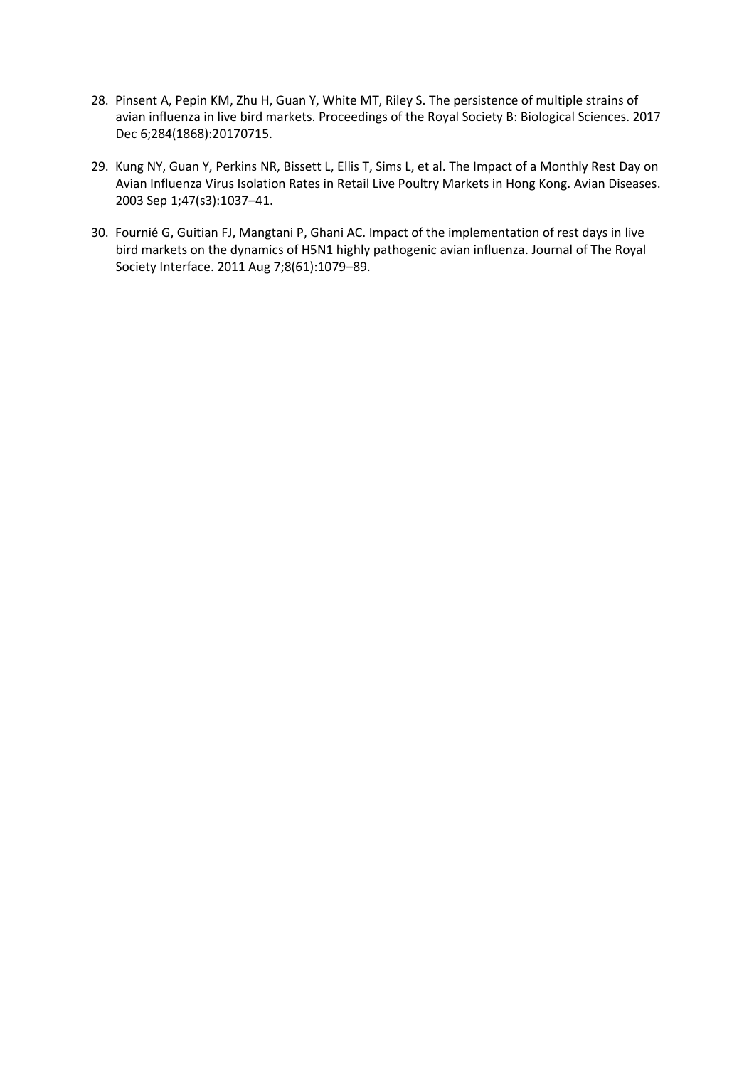28. Pinsent A, Pepin KM, Zhu H, Guan Y, White MT, Riley S. The persistence of multiple strains of avian influenza in live bird markets. Proceedings of the Royal Society B: Biological Sciences. 2017 Dec 6;284(1868):20170715.

29. Kung NY, Guan Y, Perkins NR, Bissett L, Ellis T, Sims L, et al. The Impact of a Monthly Rest Day on Avian Influenza Virus Isolation Rates in Retail Live Poultry Markets in Hong Kong. Avian Diseases. 2003 Sep 1;47(s3):1037–41.

30. Fournié G, Guitian FJ, Mangtani P, Ghani AC. Impact of the implementation of rest days in live bird markets on the dynamics of H5N1 highly pathogenic avian influenza. Journal of The Royal Society Interface. 2011 Aug 7;8(61):1079–89.